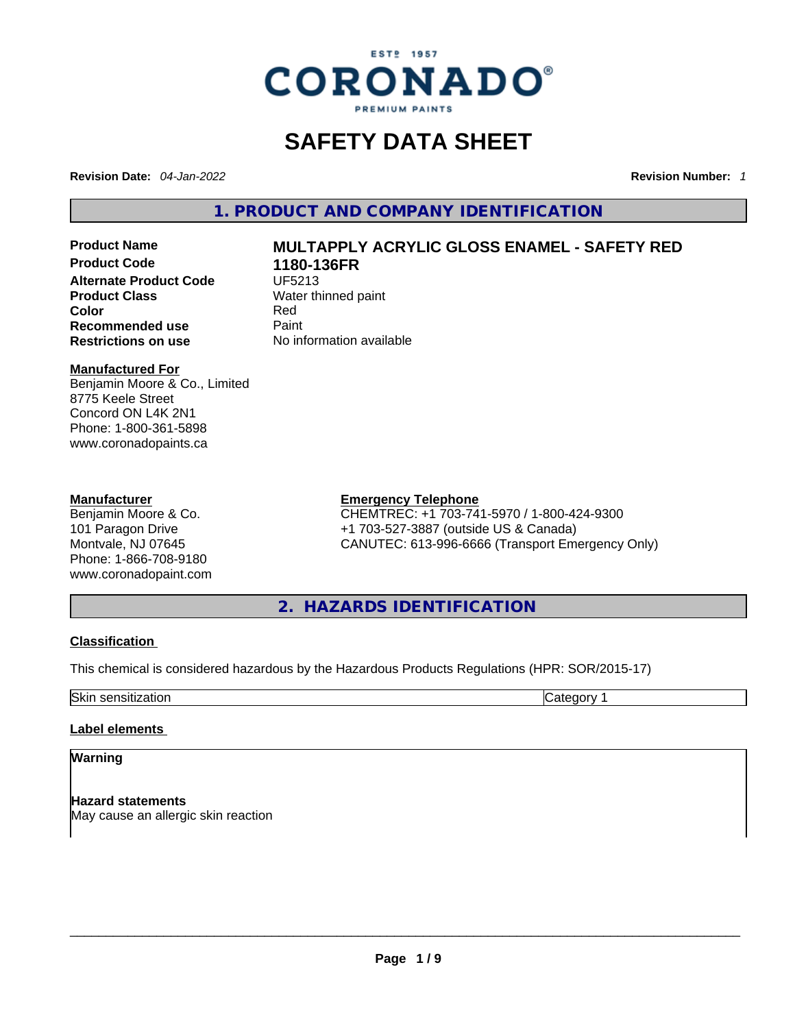ESTº 1957

CORONADO®

PREMIUM PAINTS

# SAFETY DATA SHEET

**Revision Date:** *04-Jan-2022* **Revision Number:** *1*

## 1. PRODUCT AND COMPANY IDENTIFICATION

| | |
|---|---|
| **Product Name** | **MULTAPPLY ACRYLIC GLOSS ENAMEL - SAFETY RED** |
| **Product Code** | **1180-136FR** |
| **Alternate Product Code** | UF5213 |
| **Product Class** | Water thinned paint |
| **Color** | Red |
| **Recommended use** | Paint |
| **Restrictions on use** | No information available |

**Manufactured For**
Benjamin Moore & Co., Limited
8775 Keele Street
Concord ON L4K 2N1
Phone: 1-800-361-5898
www.coronadopaints.ca

**Manufacturer**
Benjamin Moore & Co.
101 Paragon Drive
Montvale, NJ 07645
Phone: 1-866-708-9180
www.coronadopaint.com

**Emergency Telephone**
CHEMTREC: +1 703-741-5970 / 1-800-424-9300
+1 703-527-3887 (outside US & Canada)
CANUTEC: 613-996-6666 (Transport Emergency Only)

## 2. HAZARDS IDENTIFICATION

**Classification**

This chemical is considered hazardous by the Hazardous Products Regulations (HPR: SOR/2015-17)

| | |
|---|---|
| Skin sensitization | Category 1 |

**Label elements**

**Warning**

**Hazard statements**
May cause an allergic skin reaction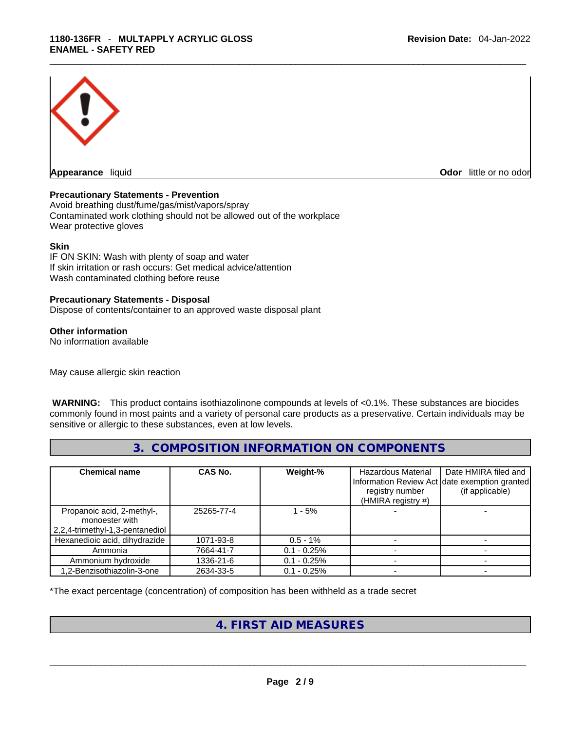**Appearance** liquid **Odor** little or no odor

**Precautionary Statements - Prevention**
Avoid breathing dust/fume/gas/mist/vapors/spray
Contaminated work clothing should not be allowed out of the workplace
Wear protective gloves

**Skin**
IF ON SKIN: Wash with plenty of soap and water
If skin irritation or rash occurs: Get medical advice/attention
Wash contaminated clothing before reuse

**Precautionary Statements - Disposal**
Dispose of contents/container to an approved waste disposal plant

**Other information**
No information available

May cause allergic skin reaction

**WARNING:** This product contains isothiazolinone compounds at levels of <0.1%. These substances are biocides commonly found in most paints and a variety of personal care products as a preservative. Certain individuals may be sensitive or allergic to these substances, even at low levels.

## 3. COMPOSITION INFORMATION ON COMPONENTS

| Chemical name | CAS No. | Weight-% | Hazardous Material Information Review Act registry number (HMIRA registry #) | Date HMIRA filed and date exemption granted (if applicable) |
|---|---|---|---|---|
| Propanoic acid, 2-methyl-, monoester with 2,2,4-trimethyl-1,3-pentanediol | 25265-77-4 | 1 - 5% | - | - |
| Hexanedioic acid, dihydrazide | 1071-93-8 | 0.5 - 1% | - | - |
| Ammonia | 7664-41-7 | 0.1 - 0.25% | - | - |
| Ammonium hydroxide | 1336-21-6 | 0.1 - 0.25% | - | - |
| 1,2-Benzisothiazolin-3-one | 2634-33-5 | 0.1 - 0.25% | - | - |

*The exact percentage (concentration) of composition has been withheld as a trade secret

## 4. FIRST AID MEASURES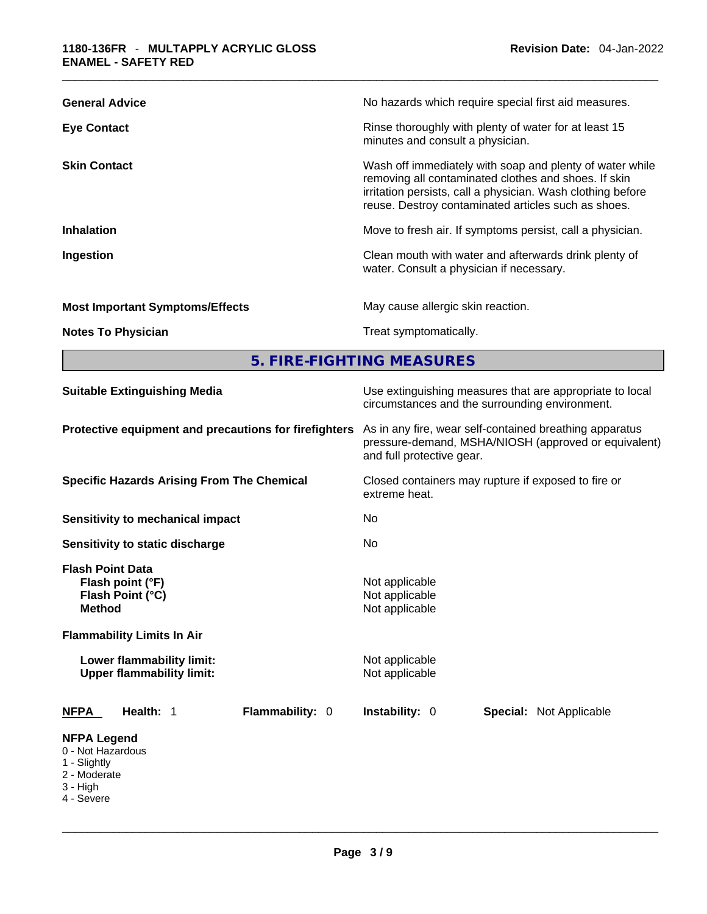| | |
|---|---|
| **General Advice** | No hazards which require special first aid measures. |
| **Eye Contact** | Rinse thoroughly with plenty of water for at least 15 minutes and consult a physician. |
| **Skin Contact** | Wash off immediately with soap and plenty of water while removing all contaminated clothes and shoes. If skin irritation persists, call a physician. Wash clothing before reuse. Destroy contaminated articles such as shoes. |
| **Inhalation** | Move to fresh air. If symptoms persist, call a physician. |
| **Ingestion** | Clean mouth with water and afterwards drink plenty of water. Consult a physician if necessary. |
| **Most Important Symptoms/Effects** | May cause allergic skin reaction. |
| **Notes To Physician** | Treat symptomatically. |

## 5. FIRE-FIGHTING MEASURES

| | |
|---|---|
| **Suitable Extinguishing Media** | Use extinguishing measures that are appropriate to local circumstances and the surrounding environment. |
| **Protective equipment and precautions for firefighters** | As in any fire, wear self-contained breathing apparatus pressure-demand, MSHA/NIOSH (approved or equivalent) and full protective gear. |
| **Specific Hazards Arising From The Chemical** | Closed containers may rupture if exposed to fire or extreme heat. |
| **Sensitivity to mechanical impact** | No |
| **Sensitivity to static discharge** | No |

**Flash Point Data**

| | |
|---|---|
| **Flash point (°F)** | Not applicable |
| **Flash Point (°C)** | Not applicable |
| **Method** | Not applicable |

**Flammability Limits In Air**

| | |
|---|---|
| **Lower flammability limit:** | Not applicable |
| **Upper flammability limit:** | Not applicable |

| **NFPA** | **Health:** 1 | **Flammability:** 0 | **Instability:** 0 | **Special:** Not Applicable |
|---|---|---|---|---|

**NFPA Legend**
0 - Not Hazardous
1 - Slightly
2 - Moderate
3 - High
4 - Severe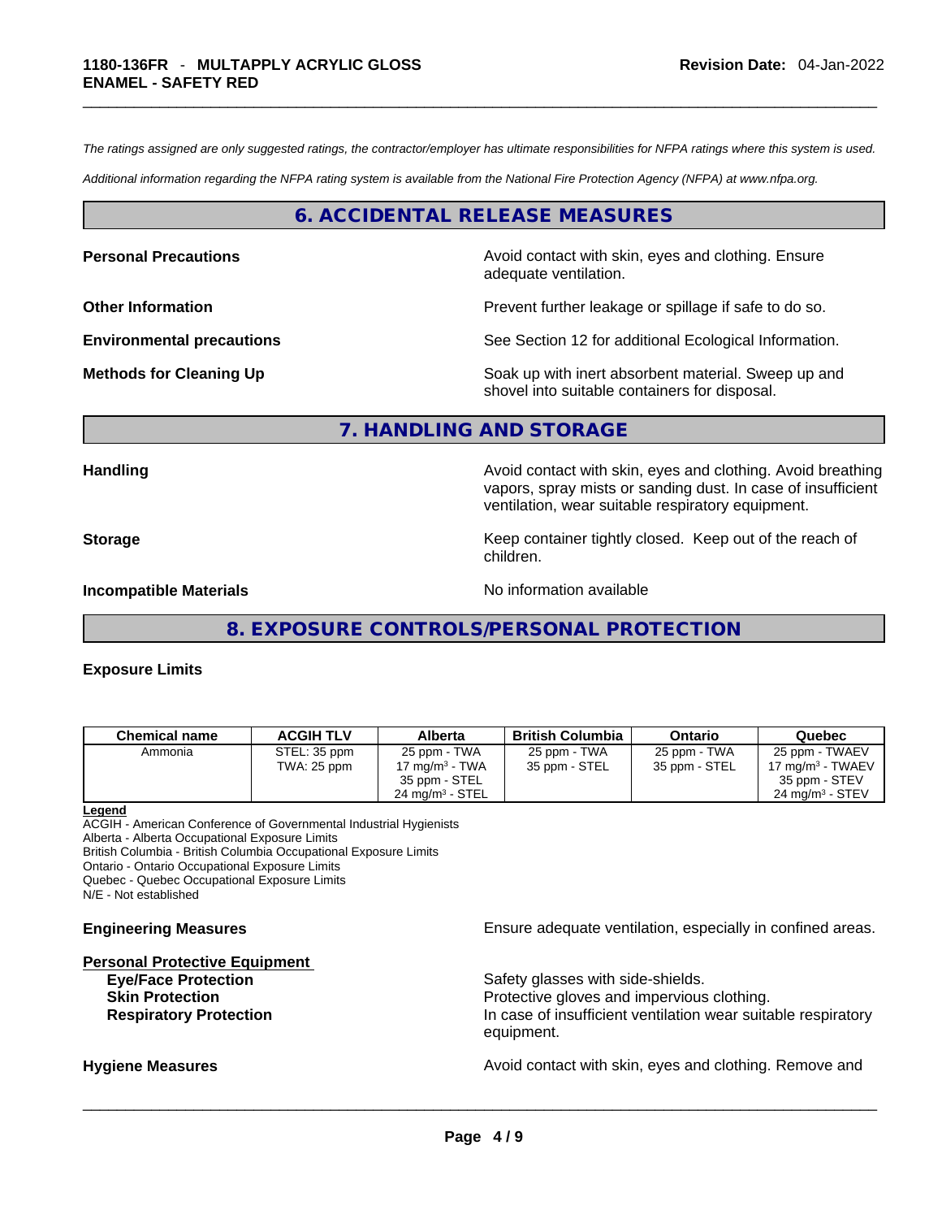*The ratings assigned are only suggested ratings, the contractor/employer has ultimate responsibilities for NFPA ratings where this system is used.*

*Additional information regarding the NFPA rating system is available from the National Fire Protection Agency (NFPA) at www.nfpa.org.*

## 6. ACCIDENTAL RELEASE MEASURES

**Personal Precautions** Avoid contact with skin, eyes and clothing. Ensure adequate ventilation.

**Other Information** Prevent further leakage or spillage if safe to do so.

**Environmental precautions** See Section 12 for additional Ecological Information.

**Methods for Cleaning Up** Soak up with inert absorbent material. Sweep up and shovel into suitable containers for disposal.

## 7. HANDLING AND STORAGE

**Handling** Avoid contact with skin, eyes and clothing. Avoid breathing vapors, spray mists or sanding dust. In case of insufficient ventilation, wear suitable respiratory equipment.

**Storage** Keep container tightly closed. Keep out of the reach of children.

**Incompatible Materials** No information available

## 8. EXPOSURE CONTROLS/PERSONAL PROTECTION

**Exposure Limits**

| Chemical name | ACGIH TLV | Alberta | British Columbia | Ontario | Quebec |
|---|---|---|---|---|---|
| Ammonia | STEL: 35 ppm<br>TWA: 25 ppm | 25 ppm - TWA<br>17 mg/m³ - TWA<br>35 ppm - STEL<br>24 mg/m³ - STEL | 25 ppm - TWA<br>35 ppm - STEL | 25 ppm - TWA<br>35 ppm - STEL | 25 ppm - TWAEV<br>17 mg/m³ - TWAEV<br>35 ppm - STEV<br>24 mg/m³ - STEV |

**Legend**
ACGIH - American Conference of Governmental Industrial Hygienists
Alberta - Alberta Occupational Exposure Limits
British Columbia - British Columbia Occupational Exposure Limits
Ontario - Ontario Occupational Exposure Limits
Quebec - Quebec Occupational Exposure Limits
N/E - Not established

**Engineering Measures** Ensure adequate ventilation, especially in confined areas.

**Personal Protective Equipment**

**Eye/Face Protection** Safety glasses with side-shields.

**Skin Protection** Protective gloves and impervious clothing.

**Respiratory Protection** In case of insufficient ventilation wear suitable respiratory equipment.

**Hygiene Measures** Avoid contact with skin, eyes and clothing. Remove and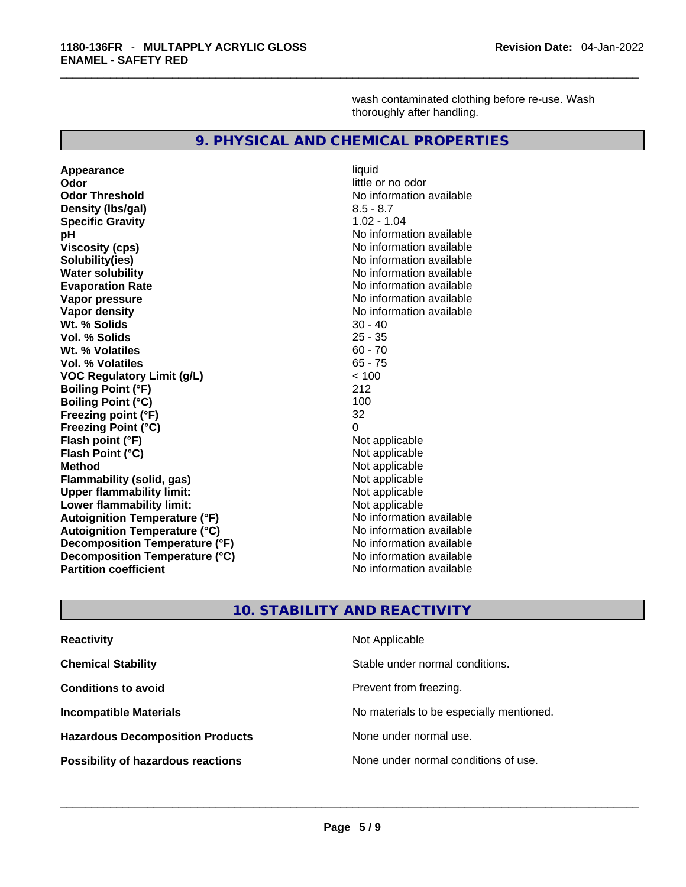wash contaminated clothing before re-use. Wash thoroughly after handling.

## 9. PHYSICAL AND CHEMICAL PROPERTIES

| | |
|---|---|
| **Appearance** | liquid |
| **Odor** | little or no odor |
| **Odor Threshold** | No information available |
| **Density (lbs/gal)** | 8.5 - 8.7 |
| **Specific Gravity** | 1.02 - 1.04 |
| **pH** | No information available |
| **Viscosity (cps)** | No information available |
| **Solubility(ies)** | No information available |
| **Water solubility** | No information available |
| **Evaporation Rate** | No information available |
| **Vapor pressure** | No information available |
| **Vapor density** | No information available |
| **Wt. % Solids** | 30 - 40 |
| **Vol. % Solids** | 25 - 35 |
| **Wt. % Volatiles** | 60 - 70 |
| **Vol. % Volatiles** | 65 - 75 |
| **VOC Regulatory Limit (g/L)** | < 100 |
| **Boiling Point (°F)** | 212 |
| **Boiling Point (°C)** | 100 |
| **Freezing point (°F)** | 32 |
| **Freezing Point (°C)** | 0 |
| **Flash point (°F)** | Not applicable |
| **Flash Point (°C)** | Not applicable |
| **Method** | Not applicable |
| **Flammability (solid, gas)** | Not applicable |
| **Upper flammability limit:** | Not applicable |
| **Lower flammability limit:** | Not applicable |
| **Autoignition Temperature (°F)** | No information available |
| **Autoignition Temperature (°C)** | No information available |
| **Decomposition Temperature (°F)** | No information available |
| **Decomposition Temperature (°C)** | No information available |
| **Partition coefficient** | No information available |

## 10. STABILITY AND REACTIVITY

| | |
|---|---|
| **Reactivity** | Not Applicable |
| **Chemical Stability** | Stable under normal conditions. |
| **Conditions to avoid** | Prevent from freezing. |
| **Incompatible Materials** | No materials to be especially mentioned. |
| **Hazardous Decomposition Products** | None under normal use. |
| **Possibility of hazardous reactions** | None under normal conditions of use. |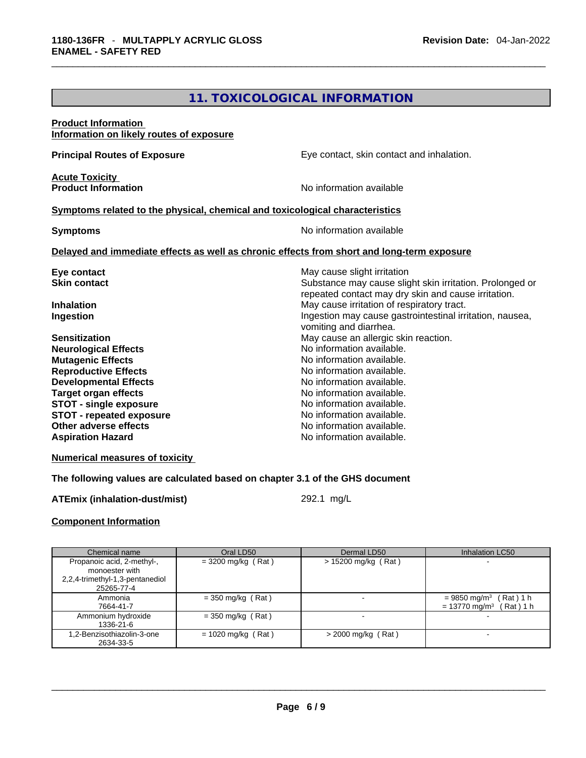## 11. TOXICOLOGICAL INFORMATION

**Product Information**
**Information on likely routes of exposure**

**Principal Routes of Exposure** Eye contact, skin contact and inhalation.

**Acute Toxicity**
**Product Information** No information available

**Symptoms related to the physical, chemical and toxicological characteristics**

**Symptoms** No information available

**Delayed and immediate effects as well as chronic effects from short and long-term exposure**

**Eye contact** May cause slight irritation
**Skin contact** Substance may cause slight skin irritation. Prolonged or repeated contact may dry skin and cause irritation.
**Inhalation** May cause irritation of respiratory tract.
**Ingestion** Ingestion may cause gastrointestinal irritation, nausea, vomiting and diarrhea.
**Sensitization** May cause an allergic skin reaction.
**Neurological Effects** No information available.
**Mutagenic Effects** No information available.
**Reproductive Effects** No information available.
**Developmental Effects** No information available.
**Target organ effects** No information available.
**STOT - single exposure** No information available.
**STOT - repeated exposure** No information available.
**Other adverse effects** No information available.
**Aspiration Hazard** No information available.

**Numerical measures of toxicity**

**The following values are calculated based on chapter 3.1 of the GHS document**

**ATEmix (inhalation-dust/mist)** 292.1 mg/L

**Component Information**

| Chemical name | Oral LD50 | Dermal LD50 | Inhalation LC50 |
|---|---|---|---|
| Propanoic acid, 2-methyl-, monoester with 2,2,4-trimethyl-1,3-pentanediol 25265-77-4 | = 3200 mg/kg ( Rat ) | > 15200 mg/kg ( Rat ) | - |
| Ammonia 7664-41-7 | = 350 mg/kg ( Rat ) | - | = 9850 mg/m³ ( Rat ) 1 h<br>= 13770 mg/m³ ( Rat ) 1 h |
| Ammonium hydroxide 1336-21-6 | = 350 mg/kg ( Rat ) | - | - |
| 1,2-Benzisothiazolin-3-one 2634-33-5 | = 1020 mg/kg ( Rat ) | > 2000 mg/kg ( Rat ) | - |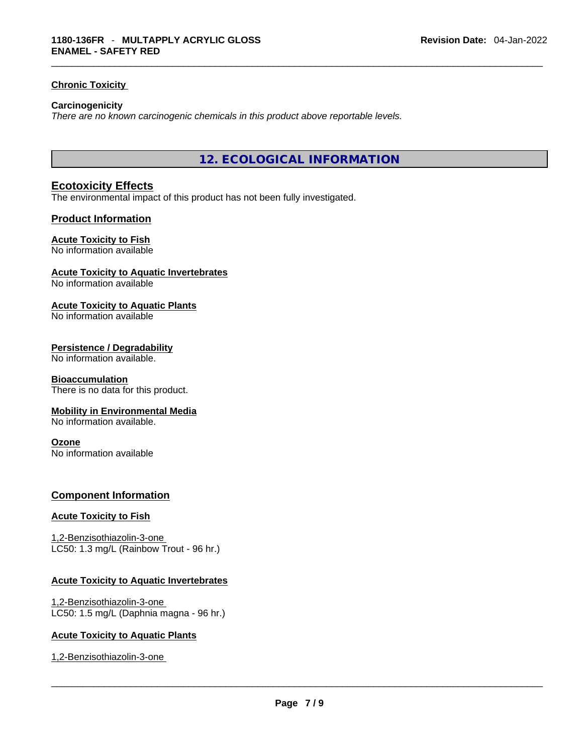### Chronic Toxicity

**Carcinogenicity**
*There are no known carcinogenic chemicals in this product above reportable levels.*

## 12. ECOLOGICAL INFORMATION

### Ecotoxicity Effects
The environmental impact of this product has not been fully investigated.

### Product Information

**Acute Toxicity to Fish**
No information available

**Acute Toxicity to Aquatic Invertebrates**
No information available

**Acute Toxicity to Aquatic Plants**
No information available

**Persistence / Degradability**
No information available.

**Bioaccumulation**
There is no data for this product.

**Mobility in Environmental Media**
No information available.

**Ozone**
No information available

### Component Information

**Acute Toxicity to Fish**

1,2-Benzisothiazolin-3-one
LC50: 1.3 mg/L (Rainbow Trout - 96 hr.)

**Acute Toxicity to Aquatic Invertebrates**

1,2-Benzisothiazolin-3-one
LC50: 1.5 mg/L (Daphnia magna - 96 hr.)

**Acute Toxicity to Aquatic Plants**

1,2-Benzisothiazolin-3-one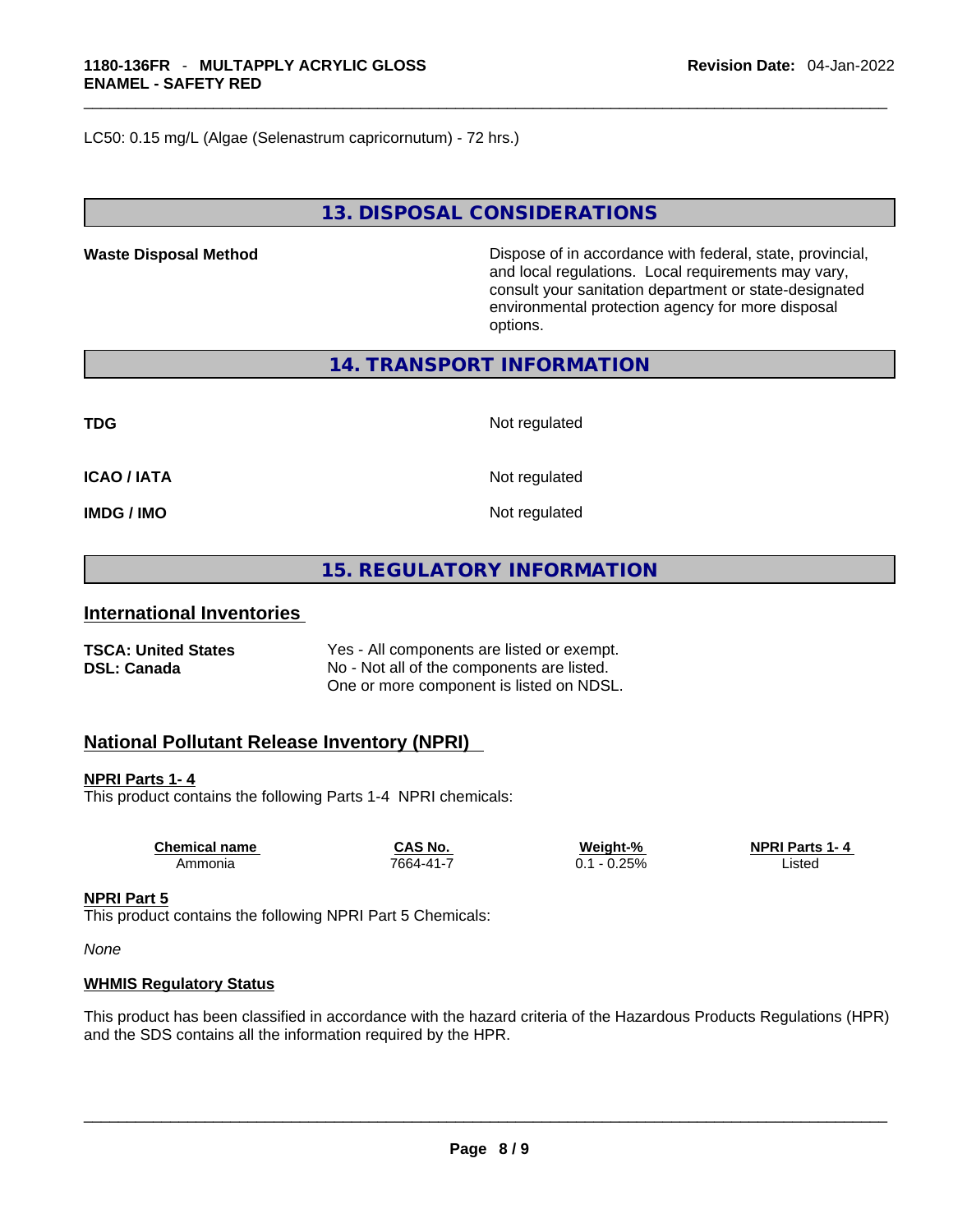LC50: 0.15 mg/L (Algae (Selenastrum capricornutum) - 72 hrs.)

## 13. DISPOSAL CONSIDERATIONS

**Waste Disposal Method**

Dispose of in accordance with federal, state, provincial, and local regulations. Local requirements may vary, consult your sanitation department or state-designated environmental protection agency for more disposal options.

## 14. TRANSPORT INFORMATION

**TDG** Not regulated

**ICAO / IATA** Not regulated

**IMDG / IMO** Not regulated

## 15. REGULATORY INFORMATION

### International Inventories

**TSCA: United States** Yes - All components are listed or exempt.
**DSL: Canada** No - Not all of the components are listed.
One or more component is listed on NDSL.

### National Pollutant Release Inventory (NPRI)

**NPRI Parts 1- 4**
This product contains the following Parts 1-4 NPRI chemicals:

| Chemical name | CAS No. | Weight-% | NPRI Parts 1- 4 |
|---|---|---|---|
| Ammonia | 7664-41-7 | 0.1 - 0.25% | Listed |

**NPRI Part 5**
This product contains the following NPRI Part 5 Chemicals:

*None*

**WHMIS Regulatory Status**

This product has been classified in accordance with the hazard criteria of the Hazardous Products Regulations (HPR) and the SDS contains all the information required by the HPR.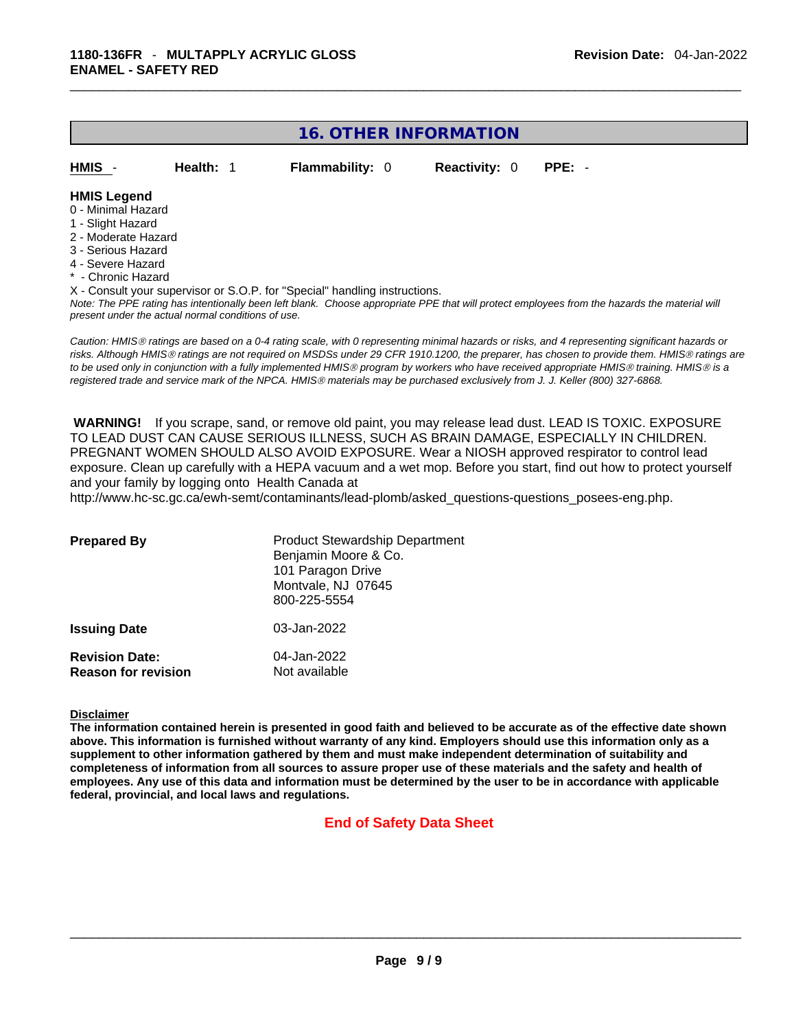## 16. OTHER INFORMATION

| HMIS - | Health: 1 | Flammability: 0 | Reactivity: 0 | PPE: - |
|---|---|---|---|---|

**HMIS Legend**

0 - Minimal Hazard
1 - Slight Hazard
2 - Moderate Hazard
3 - Serious Hazard
4 - Severe Hazard
* - Chronic Hazard
X - Consult your supervisor or S.O.P. for "Special" handling instructions.

*Note: The PPE rating has intentionally been left blank. Choose appropriate PPE that will protect employees from the hazards the material will present under the actual normal conditions of use.*

*Caution: HMIS® ratings are based on a 0-4 rating scale, with 0 representing minimal hazards or risks, and 4 representing significant hazards or risks. Although HMIS® ratings are not required on MSDSs under 29 CFR 1910.1200, the preparer, has chosen to provide them. HMIS® ratings are to be used only in conjunction with a fully implemented HMIS® program by workers who have received appropriate HMIS® training. HMIS® is a registered trade and service mark of the NPCA. HMIS® materials may be purchased exclusively from J. J. Keller (800) 327-6868.*

**WARNING!** If you scrape, sand, or remove old paint, you may release lead dust. LEAD IS TOXIC. EXPOSURE TO LEAD DUST CAN CAUSE SERIOUS ILLNESS, SUCH AS BRAIN DAMAGE, ESPECIALLY IN CHILDREN. PREGNANT WOMEN SHOULD ALSO AVOID EXPOSURE. Wear a NIOSH approved respirator to control lead exposure. Clean up carefully with a HEPA vacuum and a wet mop. Before you start, find out how to protect yourself and your family by logging onto Health Canada at http://www.hc-sc.gc.ca/ewh-semt/contaminants/lead-plomb/asked_questions-questions_posees-eng.php.

| | |
|---|---|
| **Prepared By** | Product Stewardship Department<br>Benjamin Moore & Co.<br>101 Paragon Drive<br>Montvale, NJ 07645<br>800-225-5554 |
| **Issuing Date** | 03-Jan-2022 |
| **Revision Date:** | 04-Jan-2022 |
| **Reason for revision** | Not available |

**Disclaimer**

**The information contained herein is presented in good faith and believed to be accurate as of the effective date shown above. This information is furnished without warranty of any kind. Employers should use this information only as a supplement to other information gathered by them and must make independent determination of suitability and completeness of information from all sources to assure proper use of these materials and the safety and health of employees. Any use of this data and information must be determined by the user to be in accordance with applicable federal, provincial, and local laws and regulations.**

**End of Safety Data Sheet**